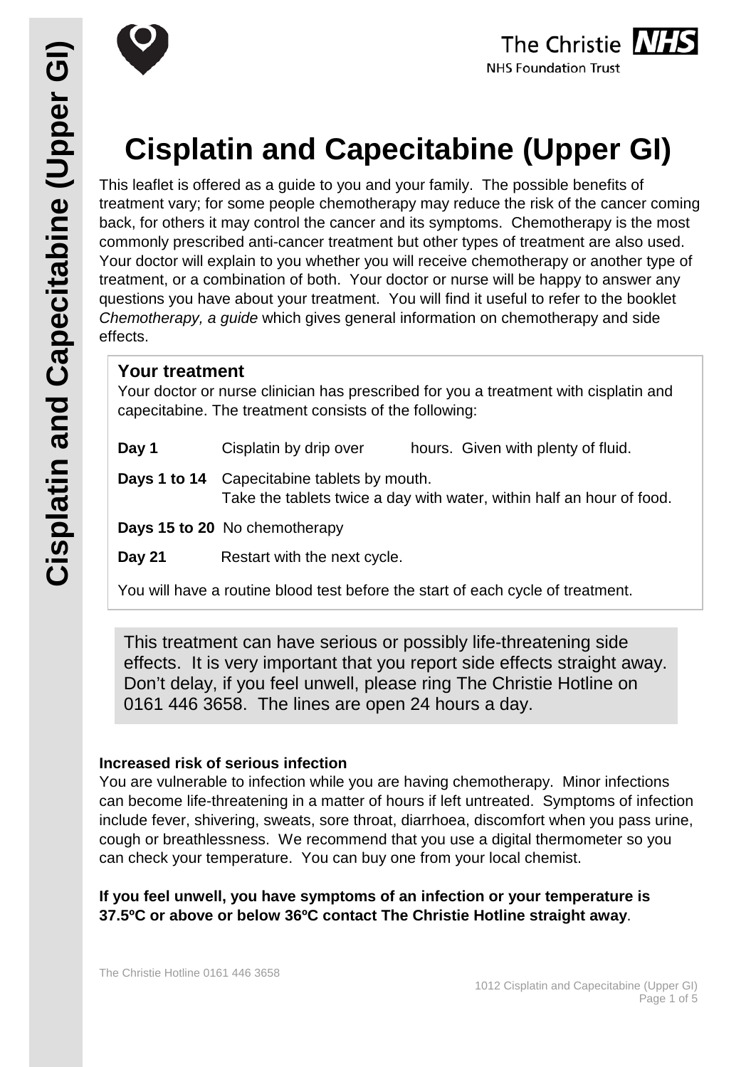# Cisplatin and Capecitabine (Upper GI)

This leaflet is offered as a guide to you and your family. The possible benefits of treatment vary; for some people chemotherapy may reduce the risk of the cancer coming back, for others it may control the cancer and its symptoms. Chemotherapy is the most commonly prescribed anti-cancer treatment but other types of treatment are also used. Your doctor will explain to you whether you will receive chemotherapy or another type of treatment, or a combination of both. Your doctor or nurse will be happy to answer any questions you have about your treatment. You will find it useful to refer to the booklet *Chemotherapy, a guide* which gives general information on chemotherapy and side effects.

## Your treatment

Your doctor or nurse clinician has prescribed for you a treatment with cisplatin and capecitabine. The treatment consists of the following:

**Day 1** Cisplatin by drip over hours. Given with plenty of fluid.

**Days 1 to 14** Capecitabine tablets by mouth.
Take the tablets twice a day with water, within half an hour of food.

**Days 15 to 20** No chemotherapy

**Day 21** Restart with the next cycle.

You will have a routine blood test before the start of each cycle of treatment.

This treatment can have serious or possibly life-threatening side effects. It is very important that you report side effects straight away. Don't delay, if you feel unwell, please ring The Christie Hotline on 0161 446 3658. The lines are open 24 hours a day.

### Increased risk of serious infection

You are vulnerable to infection while you are having chemotherapy. Minor infections can become life-threatening in a matter of hours if left untreated. Symptoms of infection include fever, shivering, sweats, sore throat, diarrhoea, discomfort when you pass urine, cough or breathlessness. We recommend that you use a digital thermometer so you can check your temperature. You can buy one from your local chemist.

**If you feel unwell, you have symptoms of an infection or your temperature is 37.5ºC or above or below 36ºC contact The Christie Hotline straight away**.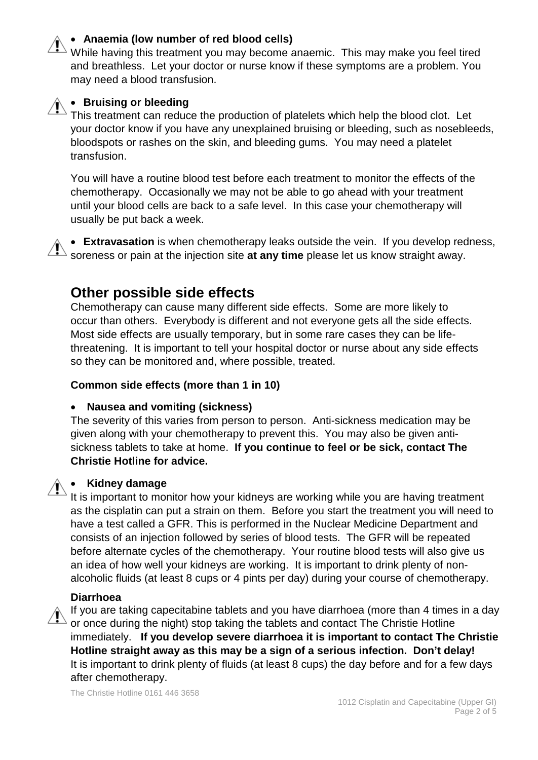- **Anaemia (low number of red blood cells)**

While having this treatment you may become anaemic. This may make you feel tired and breathless. Let your doctor or nurse know if these symptoms are a problem. You may need a blood transfusion.

- **Bruising or bleeding**

This treatment can reduce the production of platelets which help the blood clot. Let your doctor know if you have any unexplained bruising or bleeding, such as nosebleeds, bloodspots or rashes on the skin, and bleeding gums. You may need a platelet transfusion.

You will have a routine blood test before each treatment to monitor the effects of the chemotherapy. Occasionally we may not be able to go ahead with your treatment until your blood cells are back to a safe level. In this case your chemotherapy will usually be put back a week.

- **Extravasation** is when chemotherapy leaks outside the vein. If you develop redness, soreness or pain at the injection site **at any time** please let us know straight away.

## Other possible side effects

Chemotherapy can cause many different side effects. Some are more likely to occur than others. Everybody is different and not everyone gets all the side effects. Most side effects are usually temporary, but in some rare cases they can be life-threatening. It is important to tell your hospital doctor or nurse about any side effects so they can be monitored and, where possible, treated.

**Common side effects (more than 1 in 10)**

- **Nausea and vomiting (sickness)**

The severity of this varies from person to person. Anti-sickness medication may be given along with your chemotherapy to prevent this. You may also be given anti-sickness tablets to take at home. **If you continue to feel or be sick, contact The Christie Hotline for advice.**

- **Kidney damage**

It is important to monitor how your kidneys are working while you are having treatment as the cisplatin can put a strain on them. Before you start the treatment you will need to have a test called a GFR. This is performed in the Nuclear Medicine Department and consists of an injection followed by series of blood tests. The GFR will be repeated before alternate cycles of the chemotherapy. Your routine blood tests will also give us an idea of how well your kidneys are working. It is important to drink plenty of non-alcoholic fluids (at least 8 cups or 4 pints per day) during your course of chemotherapy.

**Diarrhoea**

If you are taking capecitabine tablets and you have diarrhoea (more than 4 times in a day or once during the night) stop taking the tablets and contact The Christie Hotline immediately. **If you develop severe diarrhoea it is important to contact The Christie Hotline straight away as this may be a sign of a serious infection. Don't delay!** It is important to drink plenty of fluids (at least 8 cups) the day before and for a few days after chemotherapy.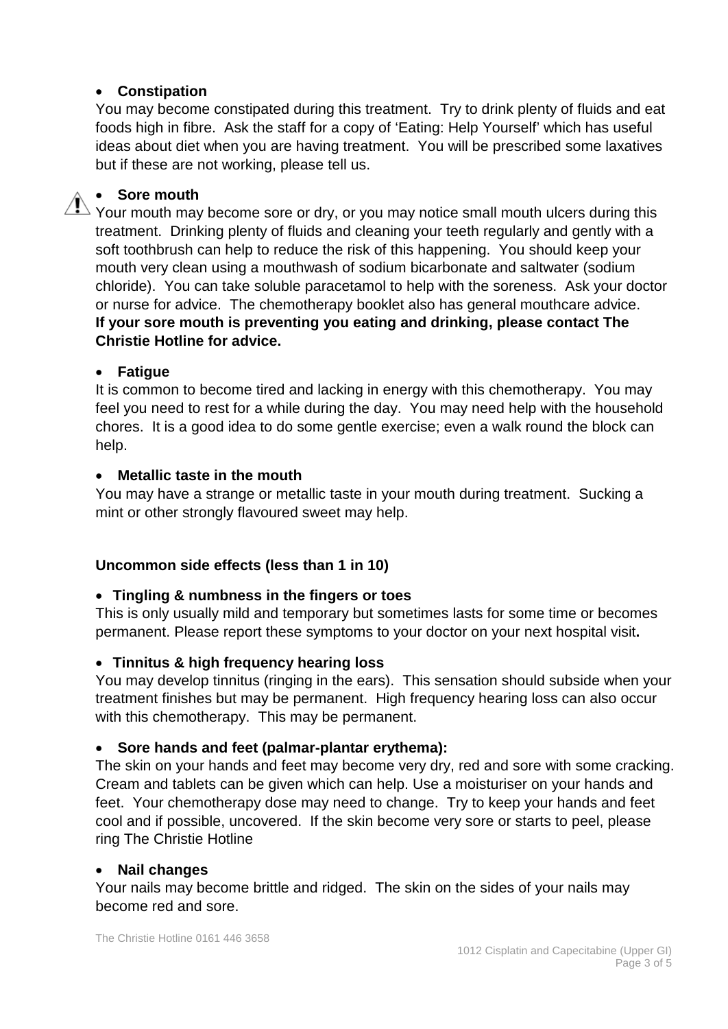- **Constipation**

You may become constipated during this treatment. Try to drink plenty of fluids and eat foods high in fibre. Ask the staff for a copy of 'Eating: Help Yourself' which has useful ideas about diet when you are having treatment. You will be prescribed some laxatives but if these are not working, please tell us.

- **Sore mouth**

Your mouth may become sore or dry, or you may notice small mouth ulcers during this treatment. Drinking plenty of fluids and cleaning your teeth regularly and gently with a soft toothbrush can help to reduce the risk of this happening. You should keep your mouth very clean using a mouthwash of sodium bicarbonate and saltwater (sodium chloride). You can take soluble paracetamol to help with the soreness. Ask your doctor or nurse for advice. The chemotherapy booklet also has general mouthcare advice. **If your sore mouth is preventing you eating and drinking, please contact The Christie Hotline for advice.**

- **Fatigue**

It is common to become tired and lacking in energy with this chemotherapy. You may feel you need to rest for a while during the day. You may need help with the household chores. It is a good idea to do some gentle exercise; even a walk round the block can help.

- **Metallic taste in the mouth**

You may have a strange or metallic taste in your mouth during treatment. Sucking a mint or other strongly flavoured sweet may help.

**Uncommon side effects (less than 1 in 10)**

- **Tingling & numbness in the fingers or toes**

This is only usually mild and temporary but sometimes lasts for some time or becomes permanent. Please report these symptoms to your doctor on your next hospital visit**.**

- **Tinnitus & high frequency hearing loss**

You may develop tinnitus (ringing in the ears). This sensation should subside when your treatment finishes but may be permanent. High frequency hearing loss can also occur with this chemotherapy. This may be permanent.

- **Sore hands and feet (palmar-plantar erythema):**

The skin on your hands and feet may become very dry, red and sore with some cracking. Cream and tablets can be given which can help. Use a moisturiser on your hands and feet. Your chemotherapy dose may need to change. Try to keep your hands and feet cool and if possible, uncovered. If the skin become very sore or starts to peel, please ring The Christie Hotline

- **Nail changes**

Your nails may become brittle and ridged. The skin on the sides of your nails may become red and sore.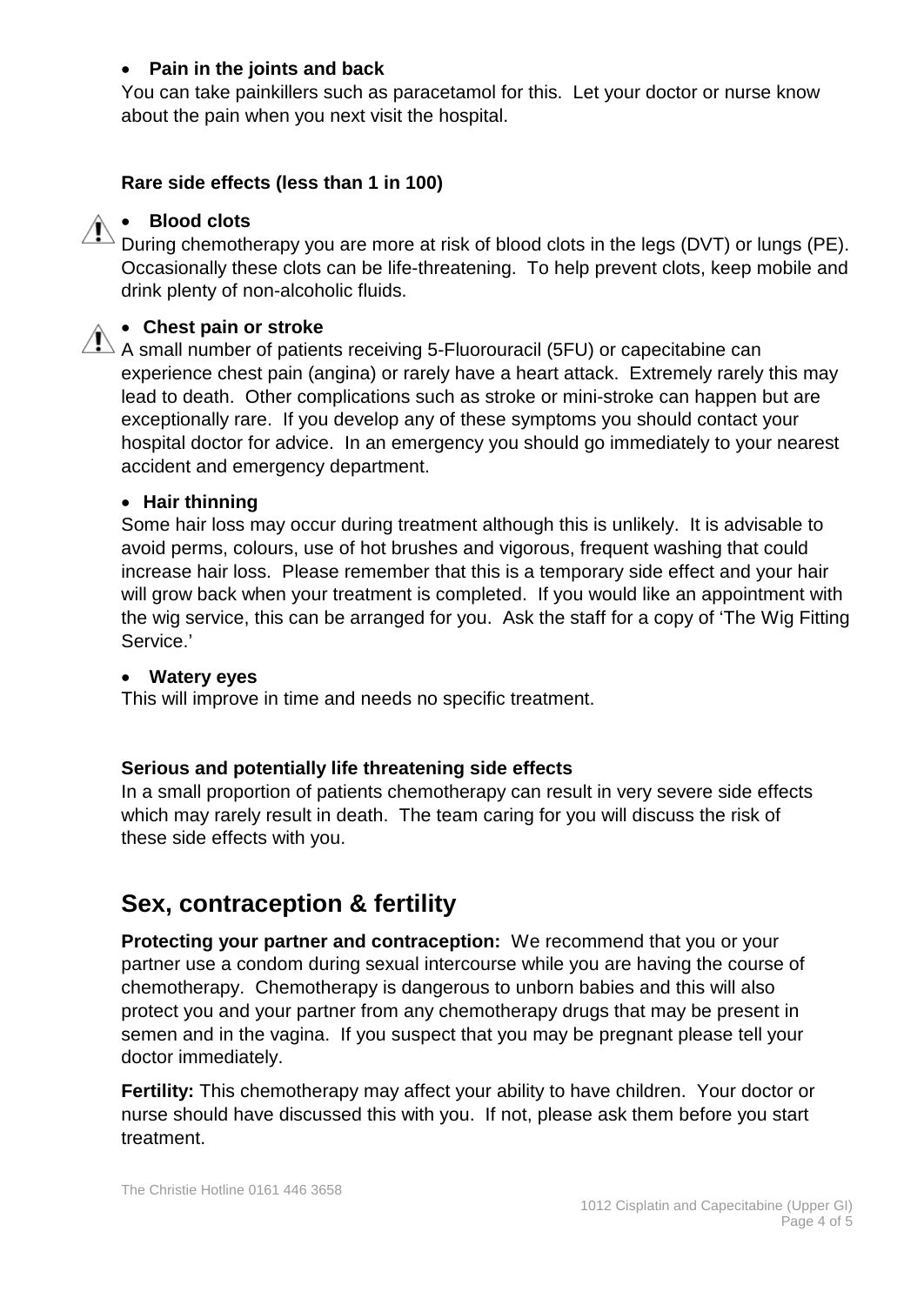- **Pain in the joints and back**

You can take painkillers such as paracetamol for this. Let your doctor or nurse know about the pain when you next visit the hospital.

**Rare side effects (less than 1 in 100)**

- **Blood clots**

During chemotherapy you are more at risk of blood clots in the legs (DVT) or lungs (PE). Occasionally these clots can be life-threatening. To help prevent clots, keep mobile and drink plenty of non-alcoholic fluids.

- **Chest pain or stroke**

A small number of patients receiving 5-Fluorouracil (5FU) or capecitabine can experience chest pain (angina) or rarely have a heart attack. Extremely rarely this may lead to death. Other complications such as stroke or mini-stroke can happen but are exceptionally rare. If you develop any of these symptoms you should contact your hospital doctor for advice. In an emergency you should go immediately to your nearest accident and emergency department.

- **Hair thinning**

Some hair loss may occur during treatment although this is unlikely. It is advisable to avoid perms, colours, use of hot brushes and vigorous, frequent washing that could increase hair loss. Please remember that this is a temporary side effect and your hair will grow back when your treatment is completed. If you would like an appointment with the wig service, this can be arranged for you. Ask the staff for a copy of 'The Wig Fitting Service.'

- **Watery eyes**

This will improve in time and needs no specific treatment.

**Serious and potentially life threatening side effects**

In a small proportion of patients chemotherapy can result in very severe side effects which may rarely result in death. The team caring for you will discuss the risk of these side effects with you.

## Sex, contraception & fertility

**Protecting your partner and contraception:** We recommend that you or your partner use a condom during sexual intercourse while you are having the course of chemotherapy. Chemotherapy is dangerous to unborn babies and this will also protect you and your partner from any chemotherapy drugs that may be present in semen and in the vagina. If you suspect that you may be pregnant please tell your doctor immediately.

**Fertility:** This chemotherapy may affect your ability to have children. Your doctor or nurse should have discussed this with you. If not, please ask them before you start treatment.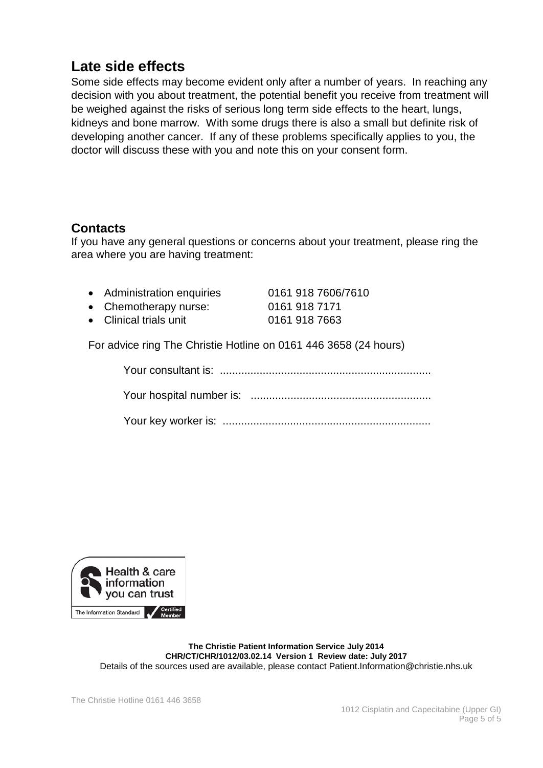## Late side effects

Some side effects may become evident only after a number of years. In reaching any decision with you about treatment, the potential benefit you receive from treatment will be weighed against the risks of serious long term side effects to the heart, lungs, kidneys and bone marrow. With some drugs there is also a small but definite risk of developing another cancer. If any of these problems specifically applies to you, the doctor will discuss these with you and note this on your consent form.

## Contacts

If you have any general questions or concerns about your treatment, please ring the area where you are having treatment:

- Administration enquiries 0161 918 7606/7610
- Chemotherapy nurse: 0161 918 7171
- Clinical trials unit 0161 918 7663

For advice ring The Christie Hotline on 0161 446 3658 (24 hours)

Your consultant is: ....................................................................

Your hospital number is: ..........................................................

Your key worker is: ...................................................................

Health & care information you can trust

The Information Standard Certified Member

**The Christie Patient Information Service July 2014**
**CHR/CT/CHR/1012/03.02.14 Version 1 Review date: July 2017**
Details of the sources used are available, please contact Patient.Information@christie.nhs.uk